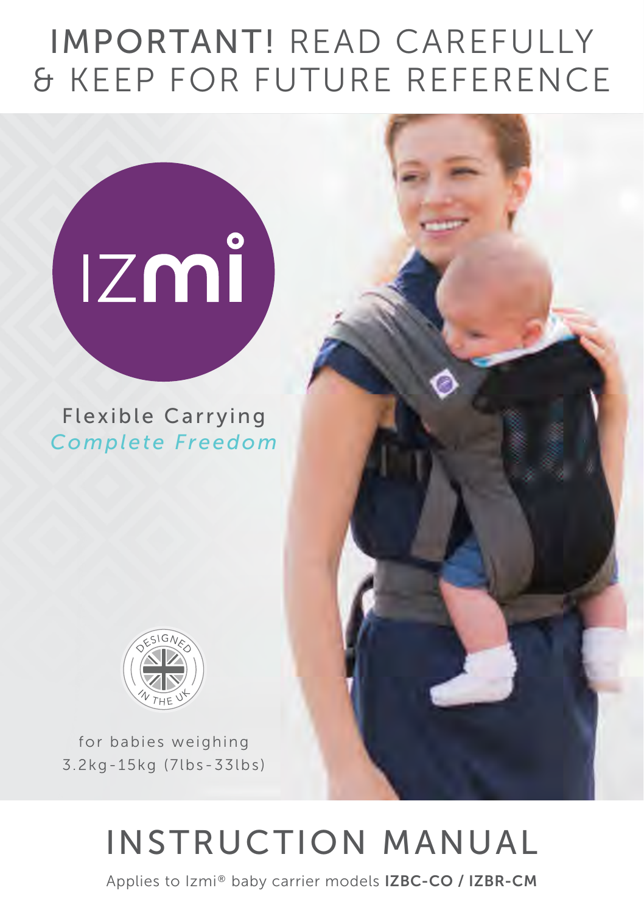# IMPORTANT! READ CAREFULLY & KEEP FOR FUTURE REFERENCE

IZmi

Flexible Carrying
*Complete Freedom*

DESIGNED IN THE UK

for babies weighing
3.2kg-15kg (7lbs-33lbs)

# INSTRUCTION MANUAL

Applies to Izmi® baby carrier models **IZBC-CO / IZBR-CM**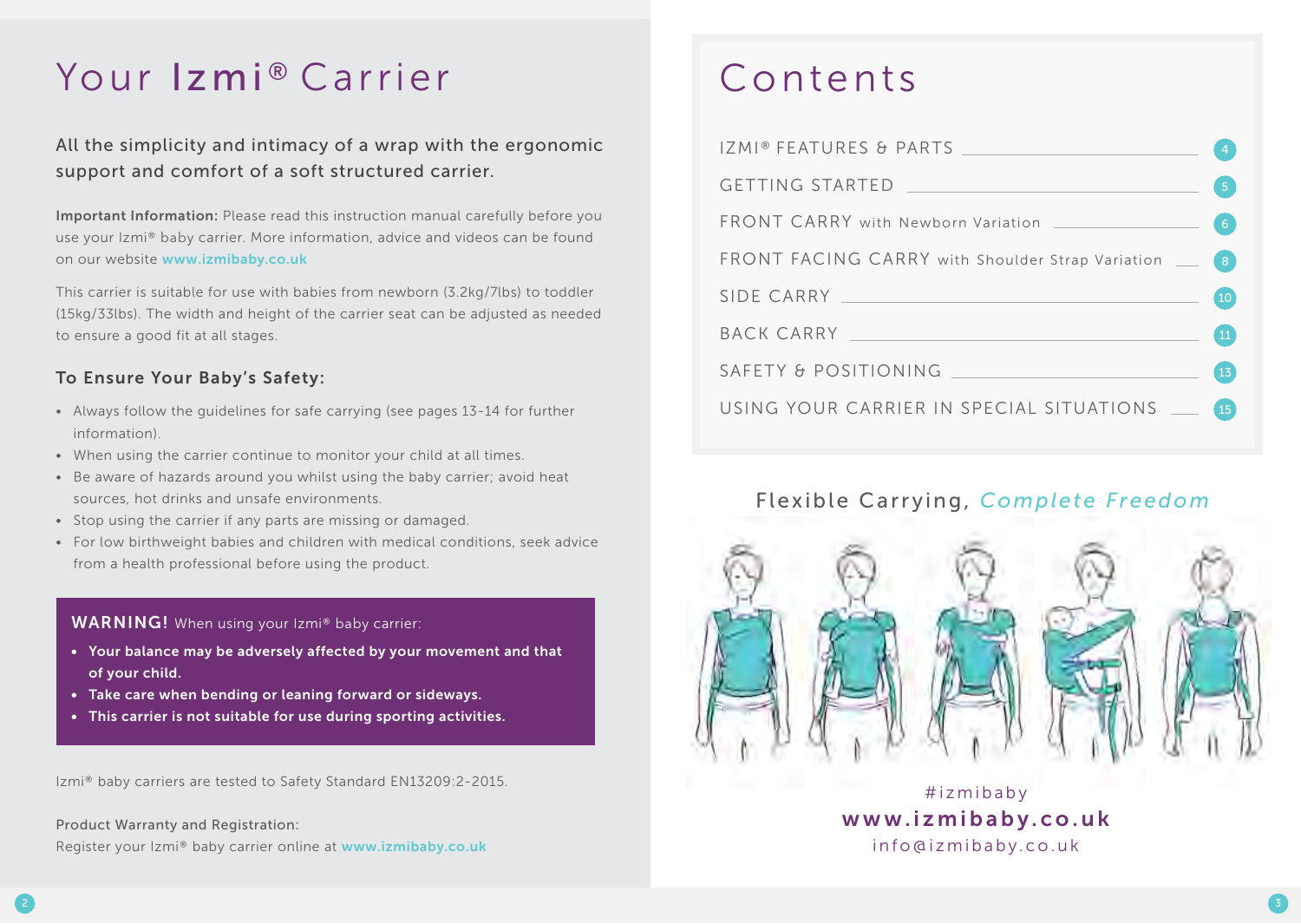# Your Izmi® Carrier

All the simplicity and intimacy of a wrap with the ergonomic support and comfort of a soft structured carrier.

**Important Information:** Please read this instruction manual carefully before you use your Izmi® baby carrier. More information, advice and videos can be found on our website **www.izmibaby.co.uk**

This carrier is suitable for use with babies from newborn (3.2kg/7lbs) to toddler (15kg/33lbs). The width and height of the carrier seat can be adjusted as needed to ensure a good fit at all stages.

### To Ensure Your Baby's Safety:

- Always follow the guidelines for safe carrying (see pages 13-14 for further information).
- When using the carrier continue to monitor your child at all times.
- Be aware of hazards around you whilst using the baby carrier; avoid heat sources, hot drinks and unsafe environments.
- Stop using the carrier if any parts are missing or damaged.
- For low birthweight babies and children with medical conditions, seek advice from a health professional before using the product.

**WARNING!** When using your Izmi® baby carrier:

- **Your balance may be adversely affected by your movement and that of your child.**
- **Take care when bending or leaning forward or sideways.**
- **This carrier is not suitable for use during sporting activities.**

Izmi® baby carriers are tested to Safety Standard EN13209:2-2015.

Product Warranty and Registration:
Register your Izmi® baby carrier online at **www.izmibaby.co.uk**

# Contents

| | |
|---|---|
| IZMI® FEATURES & PARTS | 4 |
| GETTING STARTED | 5 |
| FRONT CARRY with Newborn Variation | 6 |
| FRONT FACING CARRY with Shoulder Strap Variation | 8 |
| SIDE CARRY | 10 |
| BACK CARRY | 11 |
| SAFETY & POSITIONING | 13 |
| USING YOUR CARRIER IN SPECIAL SITUATIONS | 15 |

## Flexible Carrying, *Complete Freedom*

#izmibaby
**www.izmibaby.co.uk**
info@izmibaby.co.uk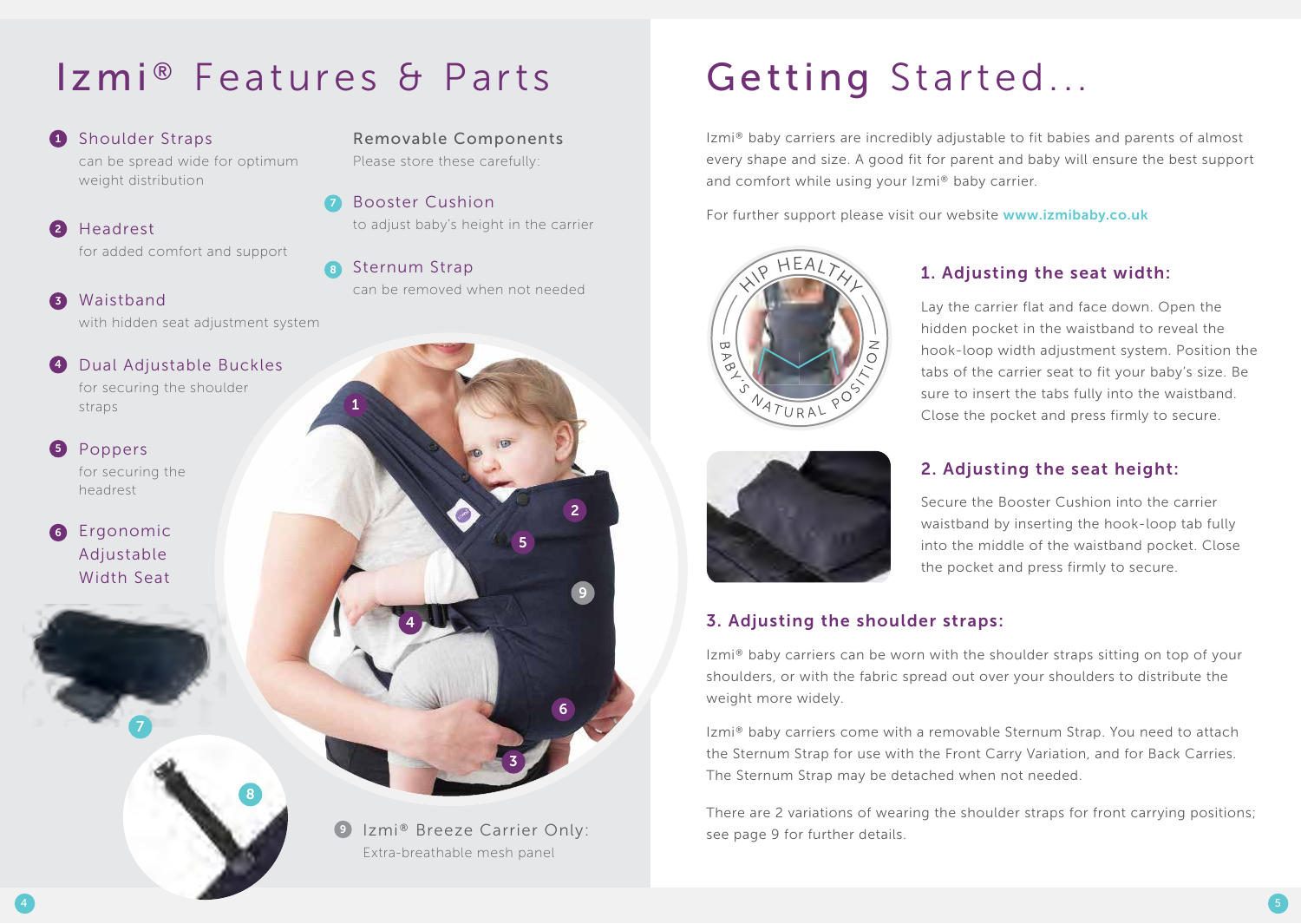# Izmi® Features & Parts

1. **Shoulder Straps**
   can be spread wide for optimum weight distribution

2. **Headrest**
   for added comfort and support

3. **Waistband**
   with hidden seat adjustment system

4. **Dual Adjustable Buckles**
   for securing the shoulder straps

5. **Poppers**
   for securing the headrest

6. **Ergonomic Adjustable Width Seat**

## Removable Components

Please store these carefully:

7. **Booster Cushion**
   to adjust baby's height in the carrier

8. **Sternum Strap**
   can be removed when not needed

9. **Izmi® Breeze Carrier Only:**
   Extra-breathable mesh panel

# Getting Started...

Izmi® baby carriers are incredibly adjustable to fit babies and parents of almost every shape and size. A good fit for parent and baby will ensure the best support and comfort while using your Izmi® baby carrier.

For further support please visit our website **www.izmibaby.co.uk**

HIP HEALTHY – BABY'S NATURAL POSITION

### 1. Adjusting the seat width:

Lay the carrier flat and face down. Open the hidden pocket in the waistband to reveal the hook-loop width adjustment system. Position the tabs of the carrier seat to fit your baby's size. Be sure to insert the tabs fully into the waistband. Close the pocket and press firmly to secure.

### 2. Adjusting the seat height:

Secure the Booster Cushion into the carrier waistband by inserting the hook-loop tab fully into the middle of the waistband pocket. Close the pocket and press firmly to secure.

### 3. Adjusting the shoulder straps:

Izmi® baby carriers can be worn with the shoulder straps sitting on top of your shoulders, or with the fabric spread out over your shoulders to distribute the weight more widely.

Izmi® baby carriers come with a removable Sternum Strap. You need to attach the Sternum Strap for use with the Front Carry Variation, and for Back Carries. The Sternum Strap may be detached when not needed.

There are 2 variations of wearing the shoulder straps for front carrying positions; see page 9 for further details.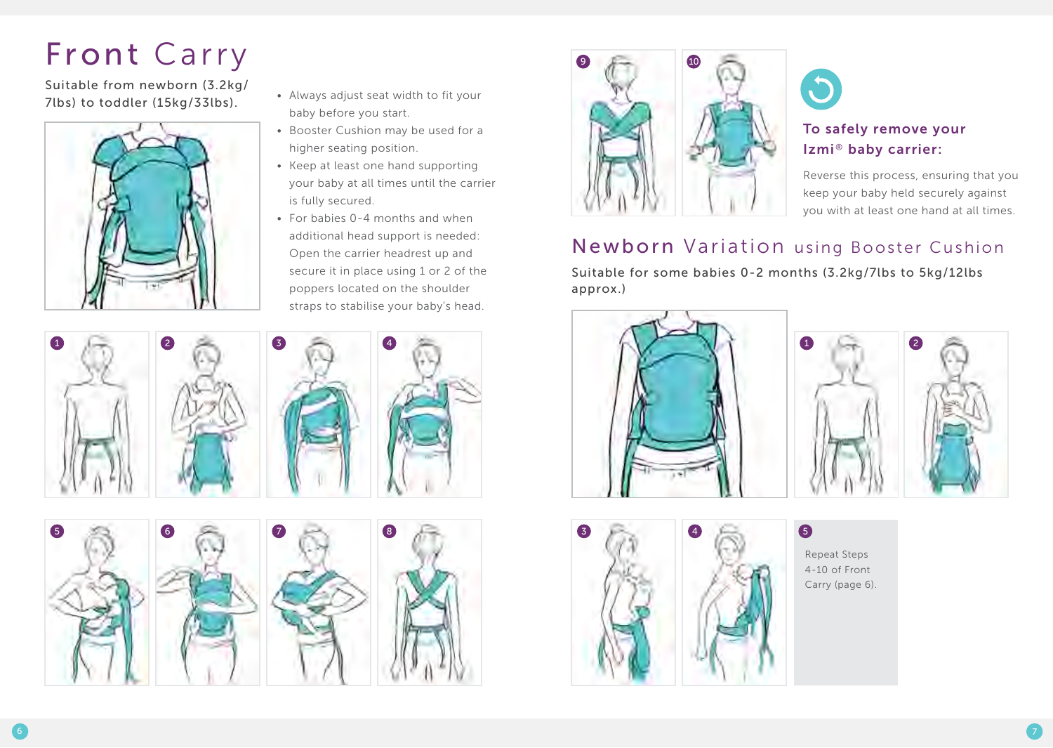# Front Carry

Suitable from newborn (3.2kg/7lbs) to toddler (15kg/33lbs).

- Always adjust seat width to fit your baby before you start.
- Booster Cushion may be used for a higher seating position.
- Keep at least one hand supporting your baby at all times until the carrier is fully secured.
- For babies 0-4 months and when additional head support is needed: Open the carrier headrest up and secure it in place using 1 or 2 of the poppers located on the shoulder straps to stabilise your baby's head.

1 2 3 4

5 6 7 8

9 10

**To safely remove your Izmi® baby carrier:**

Reverse this process, ensuring that you keep your baby held securely against you with at least one hand at all times.

## Newborn Variation using Booster Cushion

Suitable for some babies 0-2 months (3.2kg/7lbs to 5kg/12lbs approx.)

1 2

3 4

5 Repeat Steps 4-10 of Front Carry (page 6).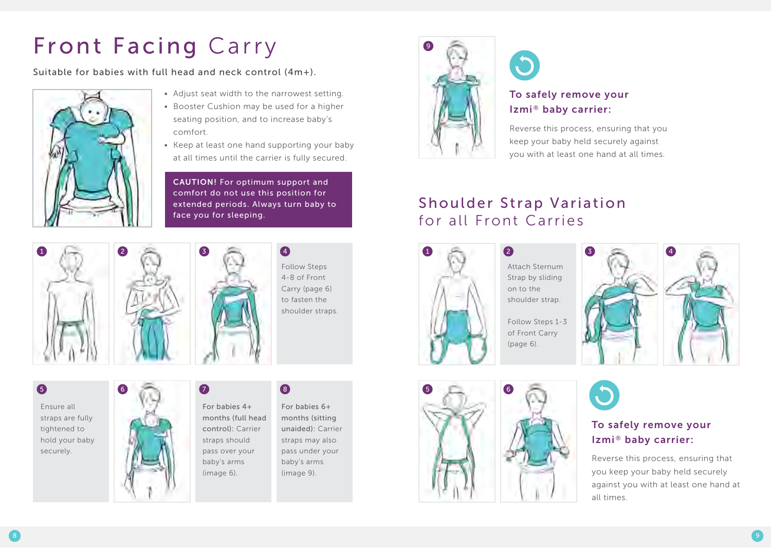# Front Facing Carry

Suitable for babies with full head and neck control (4m+).

- Adjust seat width to the narrowest setting.
- Booster Cushion may be used for a higher seating position, and to increase baby's comfort.
- Keep at least one hand supporting your baby at all times until the carrier is fully secured.

**CAUTION!** For optimum support and comfort do not use this position for extended periods. Always turn baby to face you for sleeping.

1

2

3

4 Follow Steps 4-8 of Front Carry (page 6) to fasten the shoulder straps.

5 Ensure all straps are fully tightened to hold your baby securely.

6

7 **For babies 4+ months (full head control):** Carrier straps should pass over your baby's arms (image 6).

8 **For babies 6+ months (sitting unaided):** Carrier straps may also pass under your baby's arms (image 9).

9

### To safely remove your Izmi® baby carrier:

Reverse this process, ensuring that you keep your baby held securely against you with at least one hand at all times.

# Shoulder Strap Variation for all Front Carries

1

2 Attach Sternum Strap by sliding on to the shoulder strap.

Follow Steps 1-3 of Front Carry (page 6).

3

4

5

6

### To safely remove your Izmi® baby carrier:

Reverse this process, ensuring that you keep your baby held securely against you with at least one hand at all times.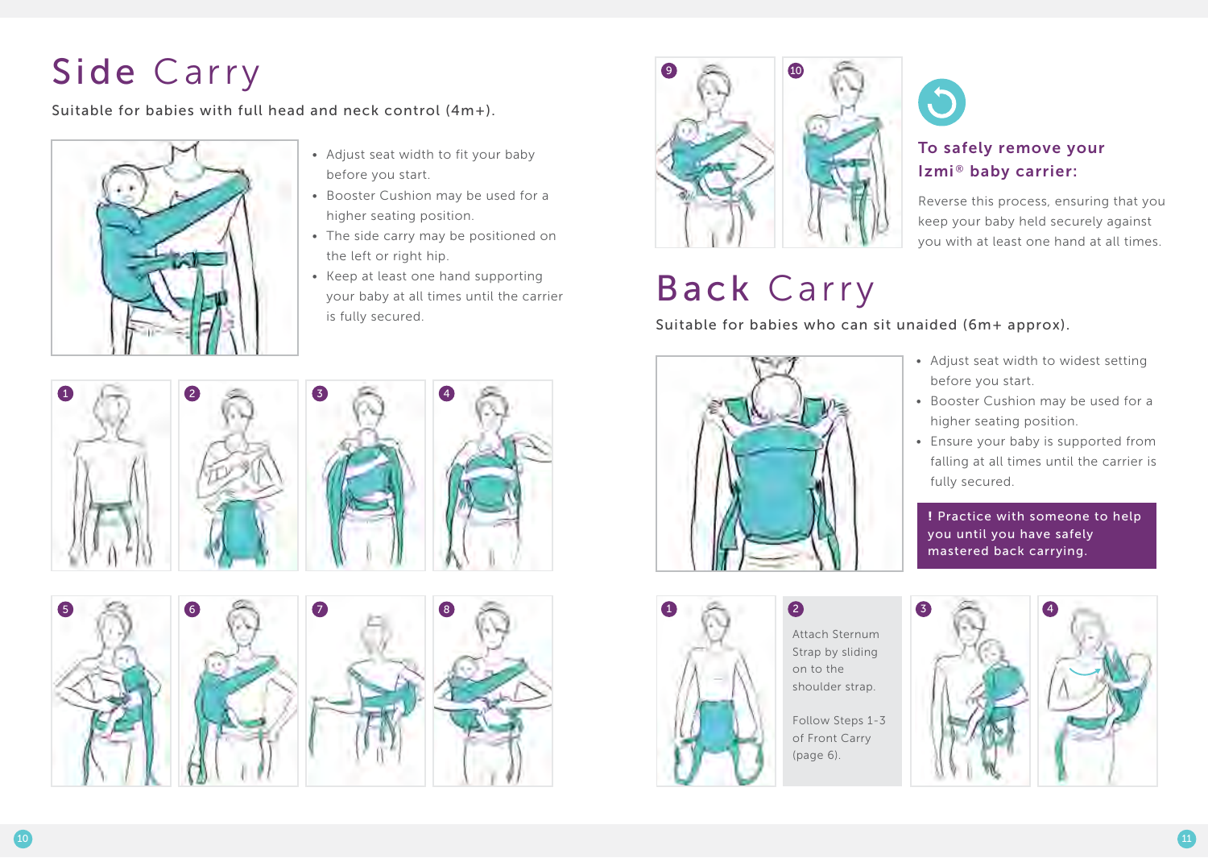# Side Carry

Suitable for babies with full head and neck control (4m+).

- Adjust seat width to fit your baby before you start.
- Booster Cushion may be used for a higher seating position.
- The side carry may be positioned on the left or right hip.
- Keep at least one hand supporting your baby at all times until the carrier is fully secured.

### To safely remove your Izmi® baby carrier:

Reverse this process, ensuring that you keep your baby held securely against you with at least one hand at all times.

# Back Carry

Suitable for babies who can sit unaided (6m+ approx).

- Adjust seat width to widest setting before you start.
- Booster Cushion may be used for a higher seating position.
- Ensure your baby is supported from falling at all times until the carrier is fully secured.

**! Practice with someone to help you until you have safely mastered back carrying.**

2. Attach Sternum Strap by sliding on to the shoulder strap.

   Follow Steps 1-3 of Front Carry (page 6).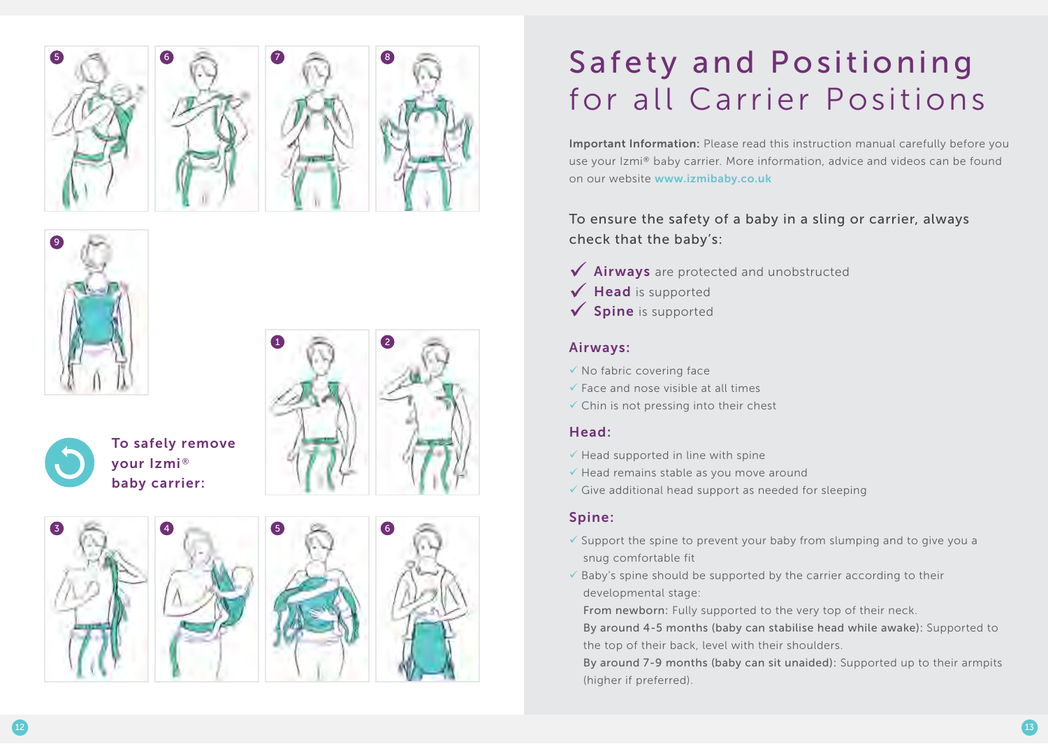To safely remove your Izmi® baby carrier:

# Safety and Positioning for all Carrier Positions

**Important Information:** Please read this instruction manual carefully before you use your Izmi® baby carrier. More information, advice and videos can be found on our website **www.izmibaby.co.uk**

To ensure the safety of a baby in a sling or carrier, always check that the baby's:

- ✓ **Airways** are protected and unobstructed
- ✓ **Head** is supported
- ✓ **Spine** is supported

## Airways:

- ✓ No fabric covering face
- ✓ Face and nose visible at all times
- ✓ Chin is not pressing into their chest

## Head:

- ✓ Head supported in line with spine
- ✓ Head remains stable as you move around
- ✓ Give additional head support as needed for sleeping

## Spine:

- ✓ Support the spine to prevent your baby from slumping and to give you a snug comfortable fit
- ✓ Baby's spine should be supported by the carrier according to their developmental stage:

  **From newborn:** Fully supported to the very top of their neck.

  **By around 4-5 months (baby can stabilise head while awake):** Supported to the top of their back, level with their shoulders.

  **By around 7-9 months (baby can sit unaided):** Supported up to their armpits (higher if preferred).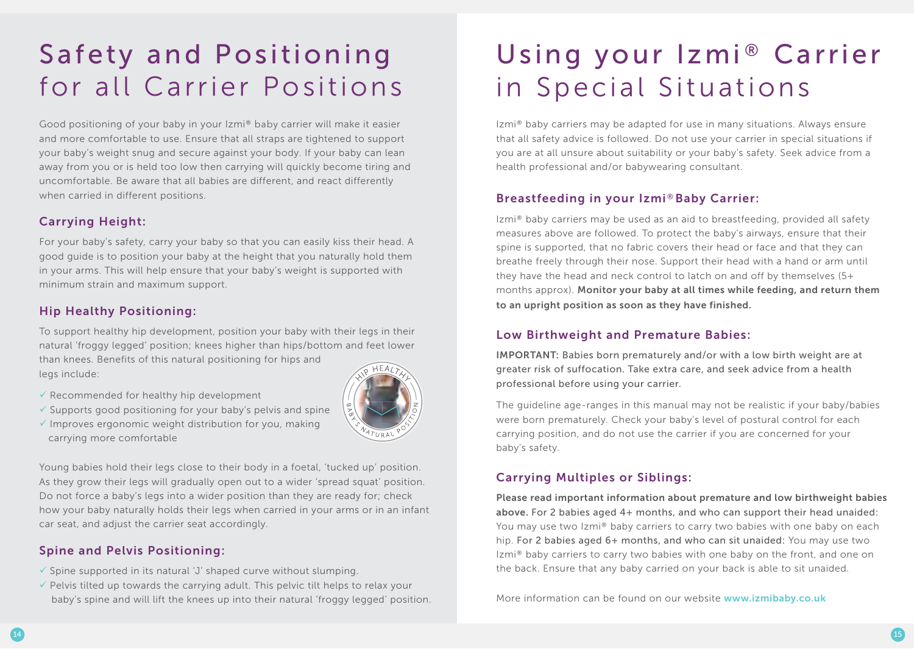# Safety and Positioning for all Carrier Positions

Good positioning of your baby in your Izmi® baby carrier will make it easier and more comfortable to use. Ensure that all straps are tightened to support your baby's weight snug and secure against your body. If your baby can lean away from you or is held too low then carrying will quickly become tiring and uncomfortable. Be aware that all babies are different, and react differently when carried in different positions.

## Carrying Height:

For your baby's safety, carry your baby so that you can easily kiss their head. A good guide is to position your baby at the height that you naturally hold them in your arms. This will help ensure that your baby's weight is supported with minimum strain and maximum support.

## Hip Healthy Positioning:

To support healthy hip development, position your baby with their legs in their natural 'froggy legged' position; knees higher than hips/bottom and feet lower than knees. Benefits of this natural positioning for hips and legs include:

- ✓ Recommended for healthy hip development
- ✓ Supports good positioning for your baby's pelvis and spine
- ✓ Improves ergonomic weight distribution for you, making carrying more comfortable

HIP HEALTHY BABY'S NATURAL POSITION

Young babies hold their legs close to their body in a foetal, 'tucked up' position. As they grow their legs will gradually open out to a wider 'spread squat' position. Do not force a baby's legs into a wider position than they are ready for; check how your baby naturally holds their legs when carried in your arms or in an infant car seat, and adjust the carrier seat accordingly.

## Spine and Pelvis Positioning:

- ✓ Spine supported in its natural 'J' shaped curve without slumping.
- ✓ Pelvis tilted up towards the carrying adult. This pelvic tilt helps to relax your baby's spine and will lift the knees up into their natural 'froggy legged' position.

# Using your Izmi® Carrier in Special Situations

Izmi® baby carriers may be adapted for use in many situations. Always ensure that all safety advice is followed. Do not use your carrier in special situations if you are at all unsure about suitability or your baby's safety. Seek advice from a health professional and/or babywearing consultant.

## Breastfeeding in your Izmi® Baby Carrier:

Izmi® baby carriers may be used as an aid to breastfeeding, provided all safety measures above are followed. To protect the baby's airways, ensure that their spine is supported, that no fabric covers their head or face and that they can breathe freely through their nose. Support their head with a hand or arm until they have the head and neck control to latch on and off by themselves (5+ months approx). **Monitor your baby at all times while feeding, and return them to an upright position as soon as they have finished.**

## Low Birthweight and Premature Babies:

**IMPORTANT: Babies born prematurely and/or with a low birth weight are at greater risk of suffocation. Take extra care, and seek advice from a health professional before using your carrier.**

The guideline age-ranges in this manual may not be realistic if your baby/babies were born prematurely. Check your baby's level of postural control for each carrying position, and do not use the carrier if you are concerned for your baby's safety.

## Carrying Multiples or Siblings:

**Please read important information about premature and low birthweight babies above.** **For 2 babies aged 4+ months, and who can support their head unaided:** You may use two Izmi® baby carriers to carry two babies with one baby on each hip. **For 2 babies aged 6+ months, and who can sit unaided:** You may use two Izmi® baby carriers to carry two babies with one baby on the front, and one on the back. Ensure that any baby carried on your back is able to sit unaided.

More information can be found on our website **www.izmibaby.co.uk**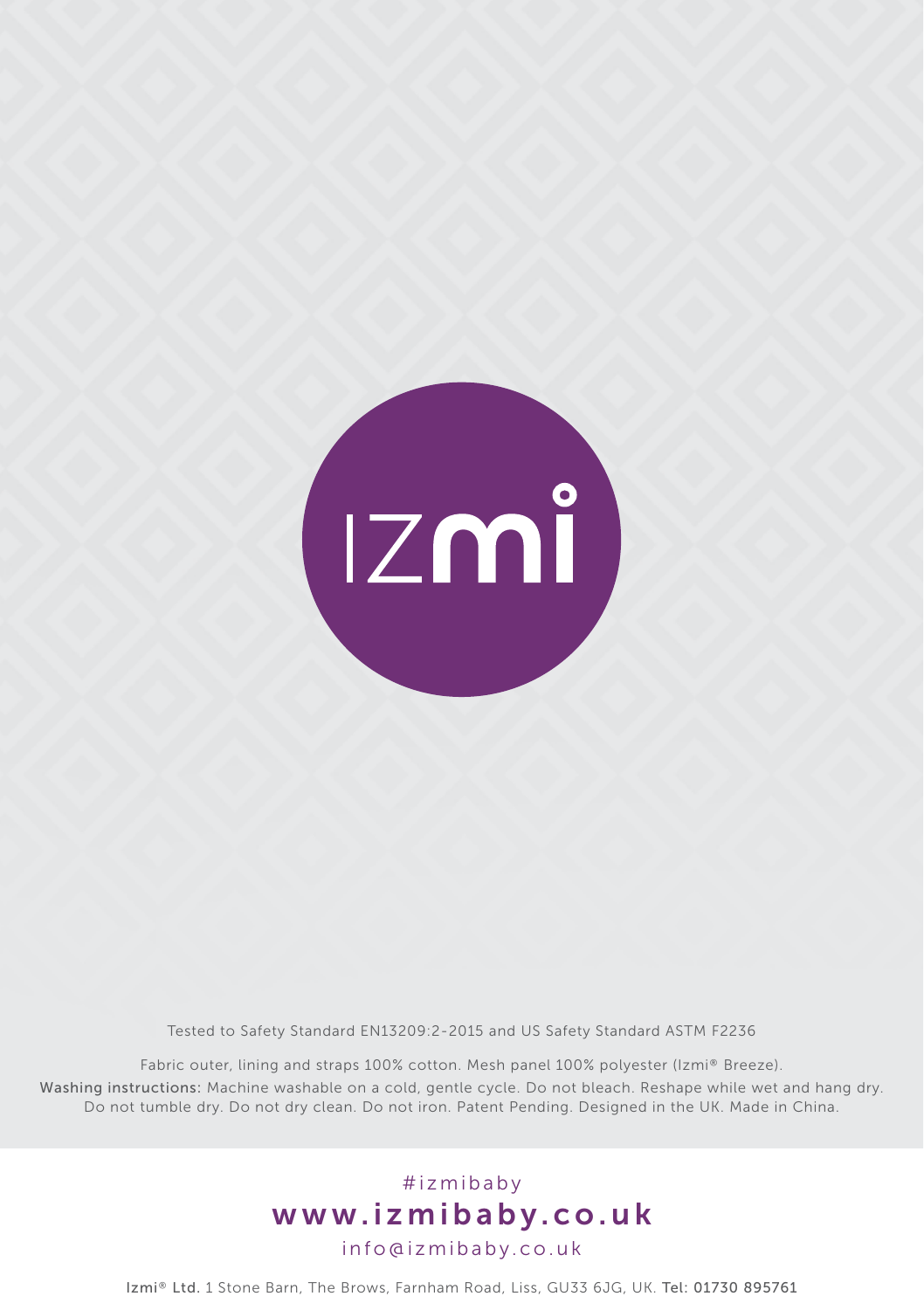IZmi

Tested to Safety Standard EN13209:2-2015 and US Safety Standard ASTM F2236

Fabric outer, lining and straps 100% cotton. Mesh panel 100% polyester (Izmi® Breeze).
**Washing instructions:** Machine washable on a cold, gentle cycle. Do not bleach. Reshape while wet and hang dry. Do not tumble dry. Do not dry clean. Do not iron. Patent Pending. Designed in the UK. Made in China.

#izmibaby

**www.izmibaby.co.uk**

info@izmibaby.co.uk

**Izmi® Ltd.** 1 Stone Barn, The Brows, Farnham Road, Liss, GU33 6JG, UK. **Tel: 01730 895761**